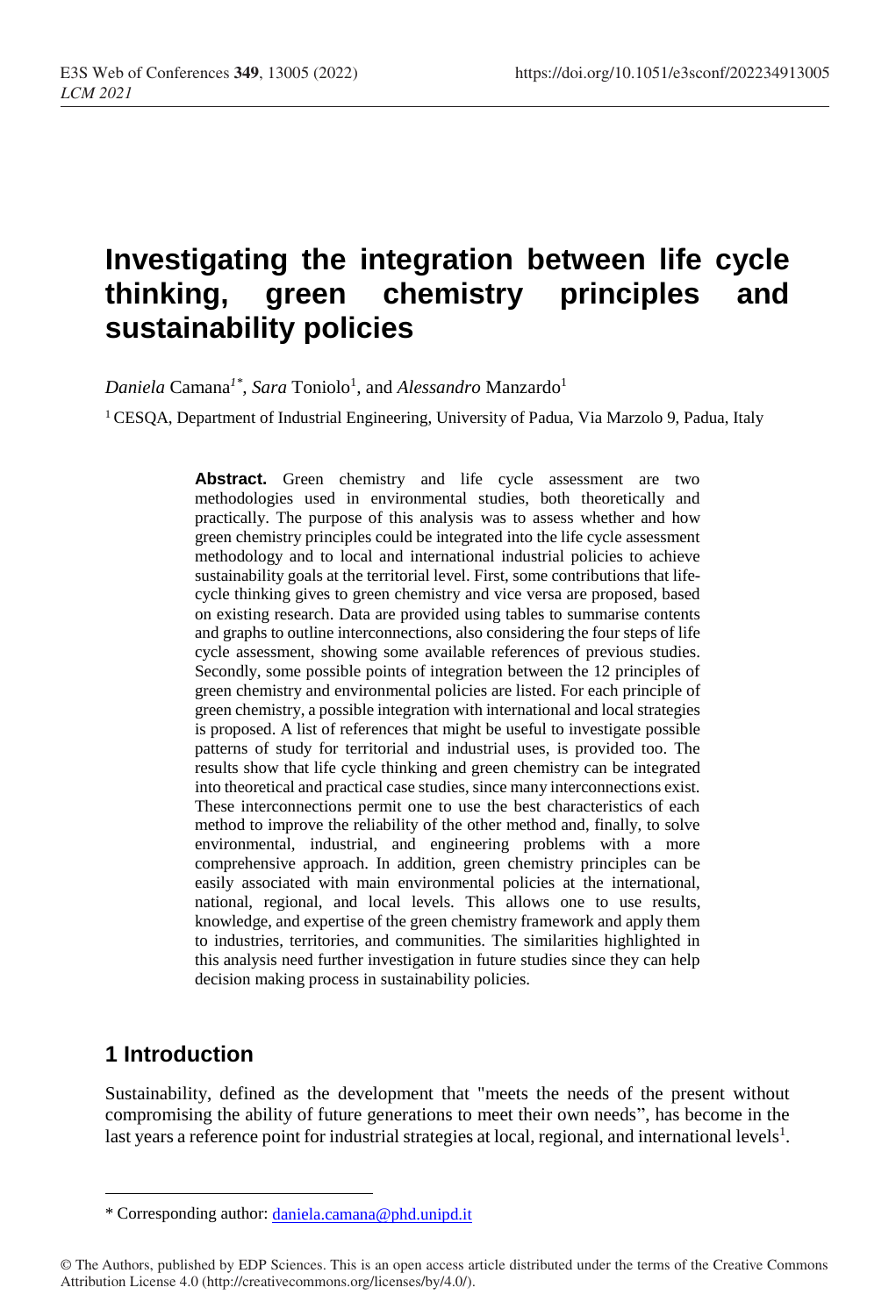# Investigating the integration between life cycle thinking, green chemistry principles and sustainability policies

*Daniela* Camana[1*], *Sara* Toniolo[1], and *Alessandro* Manzardo[1]

[1] CESQA, Department of Industrial Engineering, University of Padua, Via Marzolo 9, Padua, Italy

**Abstract.** Green chemistry and life cycle assessment are two methodologies used in environmental studies, both theoretically and practically. The purpose of this analysis was to assess whether and how green chemistry principles could be integrated into the life cycle assessment methodology and to local and international industrial policies to achieve sustainability goals at the territorial level. First, some contributions that life-cycle thinking gives to green chemistry and vice versa are proposed, based on existing research. Data are provided using tables to summarise contents and graphs to outline interconnections, also considering the four steps of life cycle assessment, showing some available references of previous studies. Secondly, some possible points of integration between the 12 principles of green chemistry and environmental policies are listed. For each principle of green chemistry, a possible integration with international and local strategies is proposed. A list of references that might be useful to investigate possible patterns of study for territorial and industrial uses, is provided too. The results show that life cycle thinking and green chemistry can be integrated into theoretical and practical case studies, since many interconnections exist. These interconnections permit one to use the best characteristics of each method to improve the reliability of the other method and, finally, to solve environmental, industrial, and engineering problems with a more comprehensive approach. In addition, green chemistry principles can be easily associated with main environmental policies at the international, national, regional, and local levels. This allows one to use results, knowledge, and expertise of the green chemistry framework and apply them to industries, territories, and communities. The similarities highlighted in this analysis need further investigation in future studies since they can help decision making process in sustainability policies.

## 1 Introduction

Sustainability, defined as the development that "meets the needs of the present without compromising the ability of future generations to meet their own needs", has become in the last years a reference point for industrial strategies at local, regional, and international levels[1].

---

\* Corresponding author: daniela.camana@phd.unipd.it

© The Authors, published by EDP Sciences. This is an open access article distributed under the terms of the Creative Commons Attribution License 4.0 (http://creativecommons.org/licenses/by/4.0/).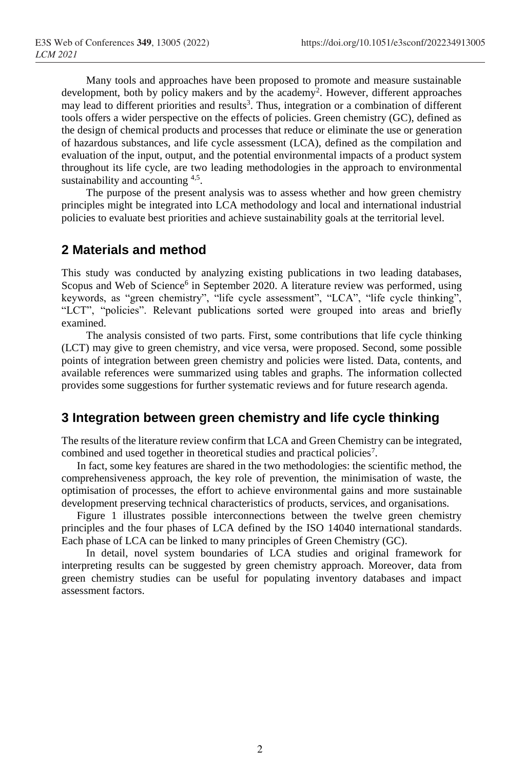Many tools and approaches have been proposed to promote and measure sustainable development, both by policy makers and by the academy[2]. However, different approaches may lead to different priorities and results[3]. Thus, integration or a combination of different tools offers a wider perspective on the effects of policies. Green chemistry (GC), defined as the design of chemical products and processes that reduce or eliminate the use or generation of hazardous substances, and life cycle assessment (LCA), defined as the compilation and evaluation of the input, output, and the potential environmental impacts of a product system throughout its life cycle, are two leading methodologies in the approach to environmental sustainability and accounting [4,5].

The purpose of the present analysis was to assess whether and how green chemistry principles might be integrated into LCA methodology and local and international industrial policies to evaluate best priorities and achieve sustainability goals at the territorial level.

## 2 Materials and method

This study was conducted by analyzing existing publications in two leading databases, Scopus and Web of Science[6] in September 2020. A literature review was performed, using keywords, as "green chemistry", "life cycle assessment", "LCA", "life cycle thinking", "LCT", "policies". Relevant publications sorted were grouped into areas and briefly examined.

The analysis consisted of two parts. First, some contributions that life cycle thinking (LCT) may give to green chemistry, and vice versa, were proposed. Second, some possible points of integration between green chemistry and policies were listed. Data, contents, and available references were summarized using tables and graphs. The information collected provides some suggestions for further systematic reviews and for future research agenda.

## 3 Integration between green chemistry and life cycle thinking

The results of the literature review confirm that LCA and Green Chemistry can be integrated, combined and used together in theoretical studies and practical policies[7].

In fact, some key features are shared in the two methodologies: the scientific method, the comprehensiveness approach, the key role of prevention, the minimisation of waste, the optimisation of processes, the effort to achieve environmental gains and more sustainable development preserving technical characteristics of products, services, and organisations.

Figure 1 illustrates possible interconnections between the twelve green chemistry principles and the four phases of LCA defined by the ISO 14040 international standards. Each phase of LCA can be linked to many principles of Green Chemistry (GC).

In detail, novel system boundaries of LCA studies and original framework for interpreting results can be suggested by green chemistry approach. Moreover, data from green chemistry studies can be useful for populating inventory databases and impact assessment factors.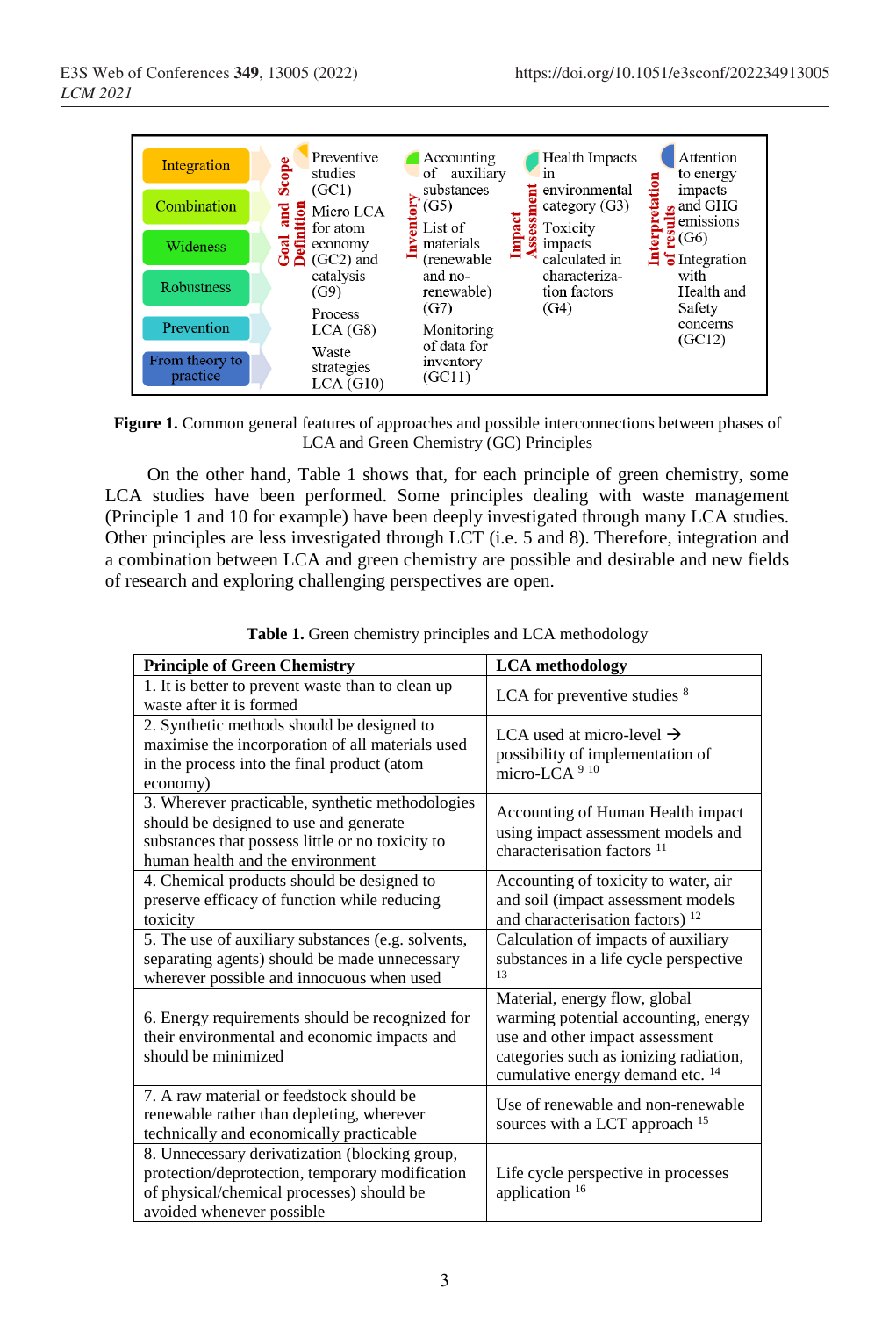Integration | Combination | Wideness | Robustness | Prevention | From theory to practice

**Goal and Scope Definition**: Preventive studies (GC1); Micro LCA for atom economy (GC2) and catalysis (G9); Process LCA (G8); Waste strategies LCA (G10)

**Inventory**: Accounting of auxiliary substances (G5); List of materials (renewable and no-renewable) (G7); Monitoring of data for inventory (GC11)

**Impact Assessment**: Health Impacts in environmental category (G3); Toxicity impacts calculated in characterization factors (G4)

**Interpretation of results**: Attention to energy impacts and GHG emissions (G6); Integration with Health and Safety concerns (GC12)

**Figure 1.** Common general features of approaches and possible interconnections between phases of LCA and Green Chemistry (GC) Principles

On the other hand, Table 1 shows that, for each principle of green chemistry, some LCA studies have been performed. Some principles dealing with waste management (Principle 1 and 10 for example) have been deeply investigated through many LCA studies. Other principles are less investigated through LCT (i.e. 5 and 8). Therefore, integration and a combination between LCA and green chemistry are possible and desirable and new fields of research and exploring challenging perspectives are open.

**Table 1.** Green chemistry principles and LCA methodology

| Principle of Green Chemistry | LCA methodology |
|---|---|
| 1. It is better to prevent waste than to clean up waste after it is formed | LCA for preventive studies [8] |
| 2. Synthetic methods should be designed to maximise the incorporation of all materials used in the process into the final product (atom economy) | LCA used at micro-level → possibility of implementation of micro-LCA [9] [10] |
| 3. Wherever practicable, synthetic methodologies should be designed to use and generate substances that possess little or no toxicity to human health and the environment | Accounting of Human Health impact using impact assessment models and characterisation factors [11] |
| 4. Chemical products should be designed to preserve efficacy of function while reducing toxicity | Accounting of toxicity to water, air and soil (impact assessment models and characterisation factors) [12] |
| 5. The use of auxiliary substances (e.g. solvents, separating agents) should be made unnecessary wherever possible and innocuous when used | Calculation of impacts of auxiliary substances in a life cycle perspective [13] |
| 6. Energy requirements should be recognized for their environmental and economic impacts and should be minimized | Material, energy flow, global warming potential accounting, energy use and other impact assessment categories such as ionizing radiation, cumulative energy demand etc. [14] |
| 7. A raw material or feedstock should be renewable rather than depleting, wherever technically and economically practicable | Use of renewable and non-renewable sources with a LCT approach [15] |
| 8. Unnecessary derivatization (blocking group, protection/deprotection, temporary modification of physical/chemical processes) should be avoided whenever possible | Life cycle perspective in processes application [16] |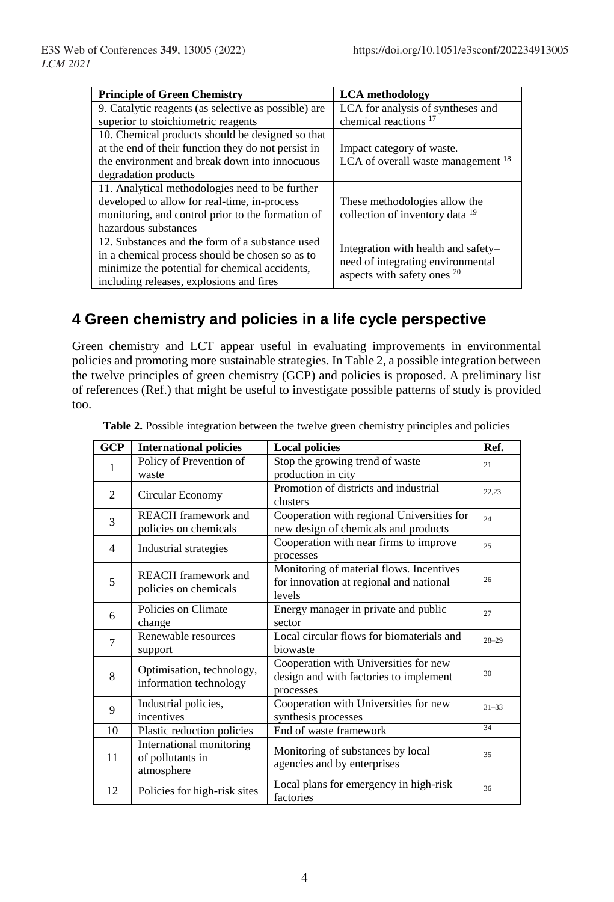| Principle of Green Chemistry | LCA methodology |
|---|---|
| 9. Catalytic reagents (as selective as possible) are superior to stoichiometric reagents | LCA for analysis of syntheses and chemical reactions [17] |
| 10. Chemical products should be designed so that at the end of their function they do not persist in the environment and break down into innocuous degradation products | Impact category of waste. LCA of overall waste management [18] |
| 11. Analytical methodologies need to be further developed to allow for real-time, in-process monitoring, and control prior to the formation of hazardous substances | These methodologies allow the collection of inventory data [19] |
| 12. Substances and the form of a substance used in a chemical process should be chosen so as to minimize the potential for chemical accidents, including releases, explosions and fires | Integration with health and safety– need of integrating environmental aspects with safety ones [20] |

## 4 Green chemistry and policies in a life cycle perspective

Green chemistry and LCT appear useful in evaluating improvements in environmental policies and promoting more sustainable strategies. In Table 2, a possible integration between the twelve principles of green chemistry (GCP) and policies is proposed. A preliminary list of references (Ref.) that might be useful to investigate possible patterns of study is provided too.

**Table 2.** Possible integration between the twelve green chemistry principles and policies

| GCP | International policies | Local policies | Ref. |
|---|---|---|---|
| 1 | Policy of Prevention of waste | Stop the growing trend of waste production in city | 21 |
| 2 | Circular Economy | Promotion of districts and industrial clusters | 22,23 |
| 3 | REACH framework and policies on chemicals | Cooperation with regional Universities for new design of chemicals and products | 24 |
| 4 | Industrial strategies | Cooperation with near firms to improve processes | 25 |
| 5 | REACH framework and policies on chemicals | Monitoring of material flows. Incentives for innovation at regional and national levels | 26 |
| 6 | Policies on Climate change | Energy manager in private and public sector | 27 |
| 7 | Renewable resources support | Local circular flows for biomaterials and biowaste | 28–29 |
| 8 | Optimisation, technology, information technology | Cooperation with Universities for new design and with factories to implement processes | 30 |
| 9 | Industrial policies, incentives | Cooperation with Universities for new synthesis processes | 31–33 |
| 10 | Plastic reduction policies | End of waste framework | 34 |
| 11 | International monitoring of pollutants in atmosphere | Monitoring of substances by local agencies and by enterprises | 35 |
| 12 | Policies for high-risk sites | Local plans for emergency in high-risk factories | 36 |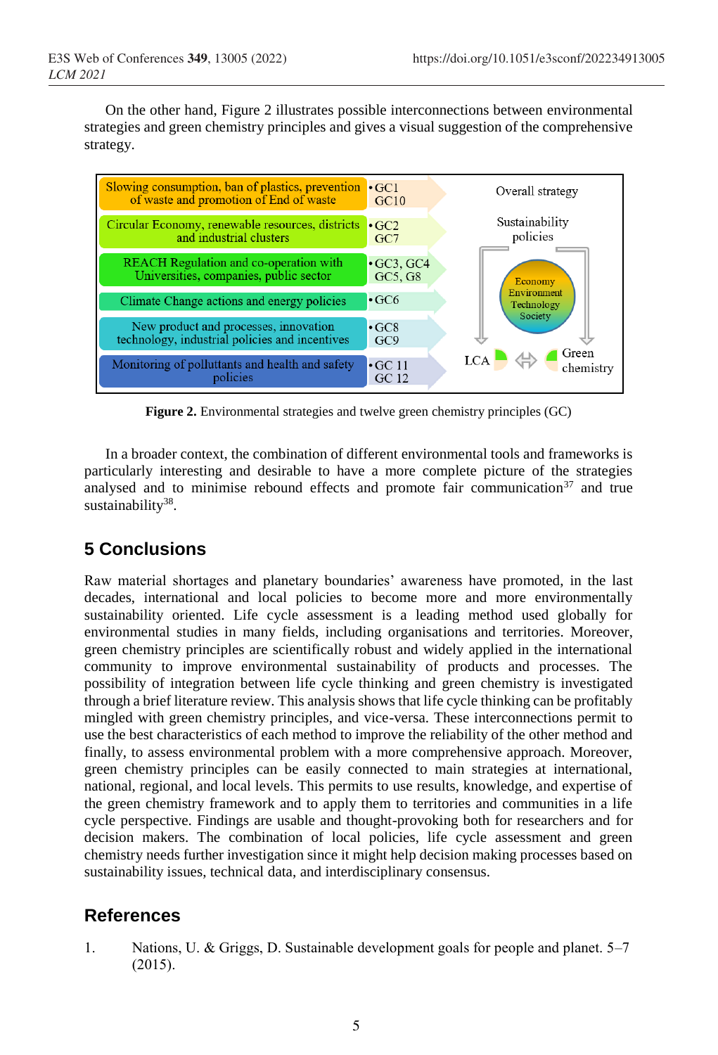On the other hand, Figure 2 illustrates possible interconnections between environmental strategies and green chemistry principles and gives a visual suggestion of the comprehensive strategy.

| Environmental strategy | Green chemistry principles |
| --- | --- |
| Slowing consumption, ban of plastics, prevention of waste and promotion of End of waste | • GC1 GC10 |
| Circular Economy, renewable resources, districts and industrial clusters | • GC2 GC7 |
| REACH Regulation and co-operation with Universities, companies, public sector | • GC3, GC4 GC5, G8 |
| Climate Change actions and energy policies | • GC6 |
| New product and processes, innovation technology, industrial policies and incentives | • GC8 GC9 |
| Monitoring of pollutants and health and safety policies | • GC 11 GC 12 |

Overall strategy

Sustainability policies

Economy Environment Technology Society

LCA ⇔ Green chemistry

**Figure 2.** Environmental strategies and twelve green chemistry principles (GC)

In a broader context, the combination of different environmental tools and frameworks is particularly interesting and desirable to have a more complete picture of the strategies analysed and to minimise rebound effects and promote fair communication[37] and true sustainability[38].

## 5 Conclusions

Raw material shortages and planetary boundaries' awareness have promoted, in the last decades, international and local policies to become more and more environmentally sustainability oriented. Life cycle assessment is a leading method used globally for environmental studies in many fields, including organisations and territories. Moreover, green chemistry principles are scientifically robust and widely applied in the international community to improve environmental sustainability of products and processes. The possibility of integration between life cycle thinking and green chemistry is investigated through a brief literature review. This analysis shows that life cycle thinking can be profitably mingled with green chemistry principles, and vice-versa. These interconnections permit to use the best characteristics of each method to improve the reliability of the other method and finally, to assess environmental problem with a more comprehensive approach. Moreover, green chemistry principles can be easily connected to main strategies at international, national, regional, and local levels. This permits to use results, knowledge, and expertise of the green chemistry framework and to apply them to territories and communities in a life cycle perspective. Findings are usable and thought-provoking both for researchers and for decision makers. The combination of local policies, life cycle assessment and green chemistry needs further investigation since it might help decision making processes based on sustainability issues, technical data, and interdisciplinary consensus.

## References

1. Nations, U. & Griggs, D. Sustainable development goals for people and planet. 5–7 (2015).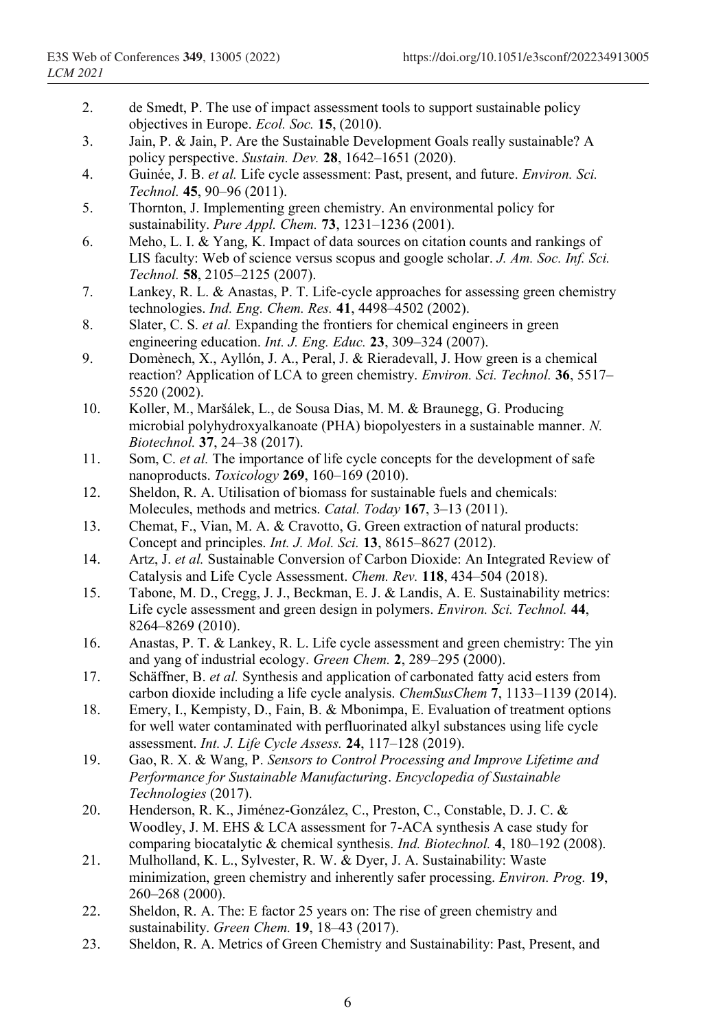2. de Smedt, P. The use of impact assessment tools to support sustainable policy objectives in Europe. *Ecol. Soc.* **15**, (2010).
3. Jain, P. & Jain, P. Are the Sustainable Development Goals really sustainable? A policy perspective. *Sustain. Dev.* **28**, 1642–1651 (2020).
4. Guinée, J. B. *et al.* Life cycle assessment: Past, present, and future. *Environ. Sci. Technol.* **45**, 90–96 (2011).
5. Thornton, J. Implementing green chemistry. An environmental policy for sustainability. *Pure Appl. Chem.* **73**, 1231–1236 (2001).
6. Meho, L. I. & Yang, K. Impact of data sources on citation counts and rankings of LIS faculty: Web of science versus scopus and google scholar. *J. Am. Soc. Inf. Sci. Technol.* **58**, 2105–2125 (2007).
7. Lankey, R. L. & Anastas, P. T. Life-cycle approaches for assessing green chemistry technologies. *Ind. Eng. Chem. Res.* **41**, 4498–4502 (2002).
8. Slater, C. S. *et al.* Expanding the frontiers for chemical engineers in green engineering education. *Int. J. Eng. Educ.* **23**, 309–324 (2007).
9. Domènech, X., Ayllón, J. A., Peral, J. & Rieradevall, J. How green is a chemical reaction? Application of LCA to green chemistry. *Environ. Sci. Technol.* **36**, 5517–5520 (2002).
10. Koller, M., Maršálek, L., de Sousa Dias, M. M. & Braunegg, G. Producing microbial polyhydroxyalkanoate (PHA) biopolyesters in a sustainable manner. *N. Biotechnol.* **37**, 24–38 (2017).
11. Som, C. *et al.* The importance of life cycle concepts for the development of safe nanoproducts. *Toxicology* **269**, 160–169 (2010).
12. Sheldon, R. A. Utilisation of biomass for sustainable fuels and chemicals: Molecules, methods and metrics. *Catal. Today* **167**, 3–13 (2011).
13. Chemat, F., Vian, M. A. & Cravotto, G. Green extraction of natural products: Concept and principles. *Int. J. Mol. Sci.* **13**, 8615–8627 (2012).
14. Artz, J. *et al.* Sustainable Conversion of Carbon Dioxide: An Integrated Review of Catalysis and Life Cycle Assessment. *Chem. Rev.* **118**, 434–504 (2018).
15. Tabone, M. D., Cregg, J. J., Beckman, E. J. & Landis, A. E. Sustainability metrics: Life cycle assessment and green design in polymers. *Environ. Sci. Technol.* **44**, 8264–8269 (2010).
16. Anastas, P. T. & Lankey, R. L. Life cycle assessment and green chemistry: The yin and yang of industrial ecology. *Green Chem.* **2**, 289–295 (2000).
17. Schäffner, B. *et al.* Synthesis and application of carbonated fatty acid esters from carbon dioxide including a life cycle analysis. *ChemSusChem* **7**, 1133–1139 (2014).
18. Emery, I., Kempisty, D., Fain, B. & Mbonimpa, E. Evaluation of treatment options for well water contaminated with perfluorinated alkyl substances using life cycle assessment. *Int. J. Life Cycle Assess.* **24**, 117–128 (2019).
19. Gao, R. X. & Wang, P. *Sensors to Control Processing and Improve Lifetime and Performance for Sustainable Manufacturing*. *Encyclopedia of Sustainable Technologies* (2017).
20. Henderson, R. K., Jiménez-González, C., Preston, C., Constable, D. J. C. & Woodley, J. M. EHS & LCA assessment for 7-ACA synthesis A case study for comparing biocatalytic & chemical synthesis. *Ind. Biotechnol.* **4**, 180–192 (2008).
21. Mulholland, K. L., Sylvester, R. W. & Dyer, J. A. Sustainability: Waste minimization, green chemistry and inherently safer processing. *Environ. Prog.* **19**, 260–268 (2000).
22. Sheldon, R. A. The: E factor 25 years on: The rise of green chemistry and sustainability. *Green Chem.* **19**, 18–43 (2017).
23. Sheldon, R. A. Metrics of Green Chemistry and Sustainability: Past, Present, and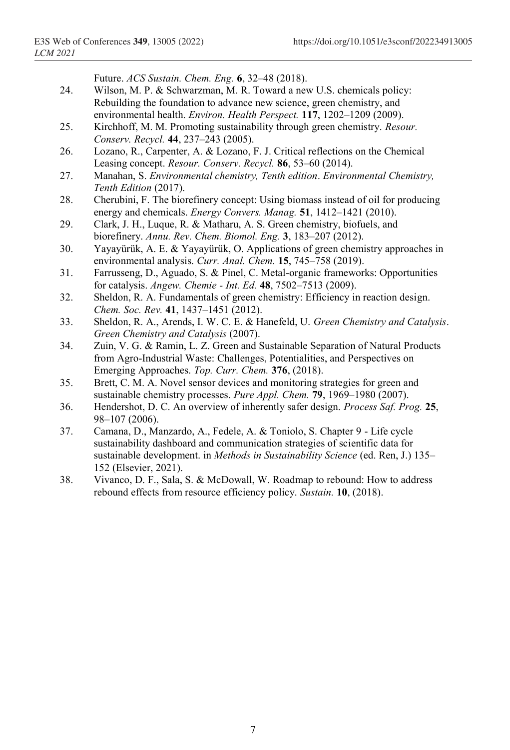Future. *ACS Sustain. Chem. Eng.* **6**, 32–48 (2018).

24. Wilson, M. P. & Schwarzman, M. R. Toward a new U.S. chemicals policy: Rebuilding the foundation to advance new science, green chemistry, and environmental health. *Environ. Health Perspect.* **117**, 1202–1209 (2009).
25. Kirchhoff, M. M. Promoting sustainability through green chemistry. *Resour. Conserv. Recycl.* **44**, 237–243 (2005).
26. Lozano, R., Carpenter, A. & Lozano, F. J. Critical reflections on the Chemical Leasing concept. *Resour. Conserv. Recycl.* **86**, 53–60 (2014).
27. Manahan, S. *Environmental chemistry, Tenth edition*. *Environmental Chemistry, Tenth Edition* (2017).
28. Cherubini, F. The biorefinery concept: Using biomass instead of oil for producing energy and chemicals. *Energy Convers. Manag.* **51**, 1412–1421 (2010).
29. Clark, J. H., Luque, R. & Matharu, A. S. Green chemistry, biofuels, and biorefinery. *Annu. Rev. Chem. Biomol. Eng.* **3**, 183–207 (2012).
30. Yayayürük, A. E. & Yayayürük, O. Applications of green chemistry approaches in environmental analysis. *Curr. Anal. Chem.* **15**, 745–758 (2019).
31. Farrusseng, D., Aguado, S. & Pinel, C. Metal-organic frameworks: Opportunities for catalysis. *Angew. Chemie - Int. Ed.* **48**, 7502–7513 (2009).
32. Sheldon, R. A. Fundamentals of green chemistry: Efficiency in reaction design. *Chem. Soc. Rev.* **41**, 1437–1451 (2012).
33. Sheldon, R. A., Arends, I. W. C. E. & Hanefeld, U. *Green Chemistry and Catalysis*. *Green Chemistry and Catalysis* (2007).
34. Zuin, V. G. & Ramin, L. Z. Green and Sustainable Separation of Natural Products from Agro-Industrial Waste: Challenges, Potentialities, and Perspectives on Emerging Approaches. *Top. Curr. Chem.* **376**, (2018).
35. Brett, C. M. A. Novel sensor devices and monitoring strategies for green and sustainable chemistry processes. *Pure Appl. Chem.* **79**, 1969–1980 (2007).
36. Hendershot, D. C. An overview of inherently safer design. *Process Saf. Prog.* **25**, 98–107 (2006).
37. Camana, D., Manzardo, A., Fedele, A. & Toniolo, S. Chapter 9 - Life cycle sustainability dashboard and communication strategies of scientific data for sustainable development. in *Methods in Sustainability Science* (ed. Ren, J.) 135–152 (Elsevier, 2021).
38. Vivanco, D. F., Sala, S. & McDowall, W. Roadmap to rebound: How to address rebound effects from resource efficiency policy. *Sustain.* **10**, (2018).